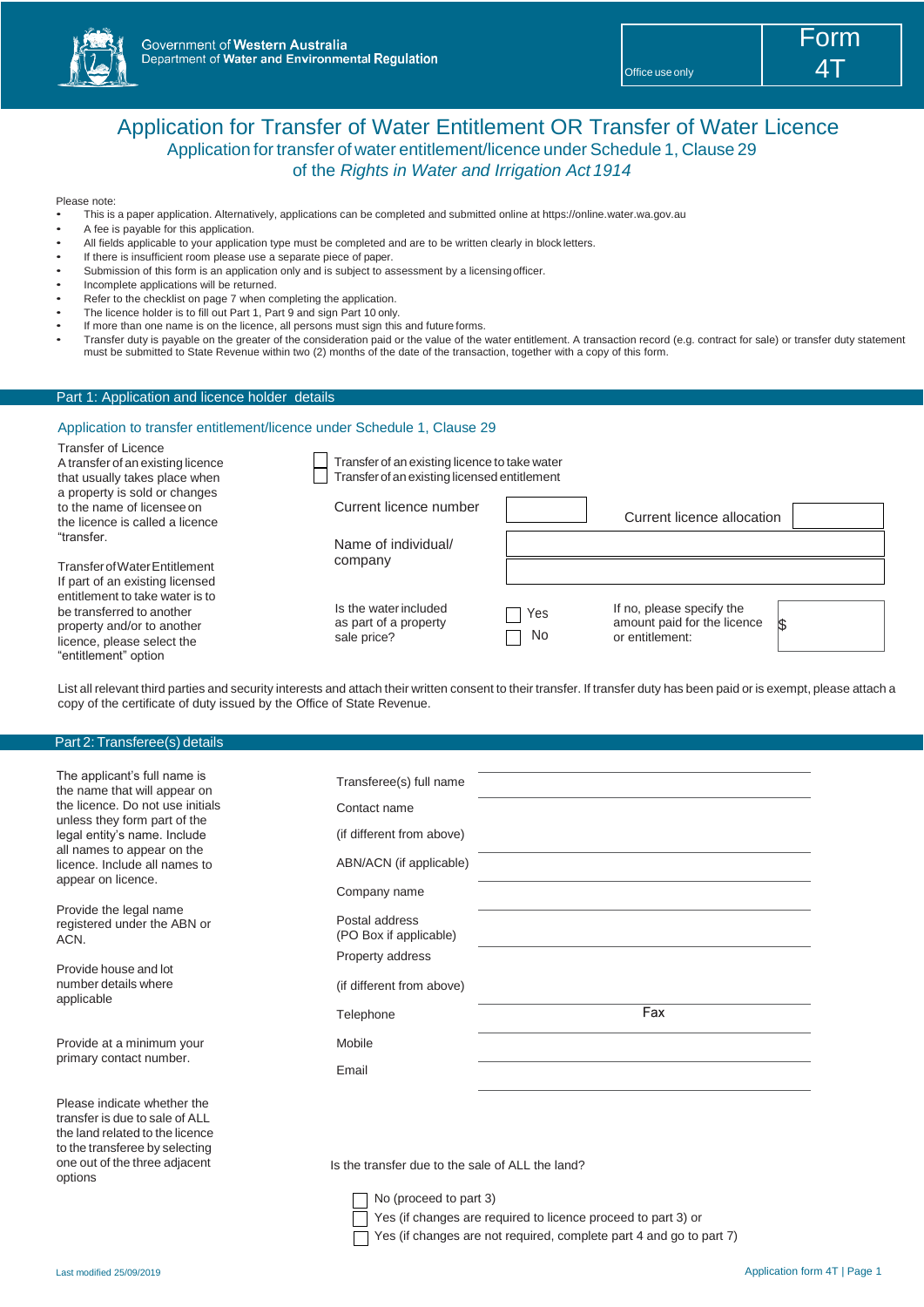Government of Western Australia
Department of Water and Environmental Regulation

Office use only

Form 4T

# Application for Transfer of Water Entitlement OR Transfer of Water Licence

## Application for transfer of water entitlement/licence under Schedule 1, Clause 29 of the *Rights in Water and Irrigation Act 1914*

Please note:

- This is a paper application. Alternatively, applications can be completed and submitted online at https://online.water.wa.gov.au
- A fee is payable for this application.
- All fields applicable to your application type must be completed and are to be written clearly in block letters.
- If there is insufficient room please use a separate piece of paper.
- Submission of this form is an application only and is subject to assessment by a licensing officer.
- Incomplete applications will be returned.
- Refer to the checklist on page 7 when completing the application.
- The licence holder is to fill out Part 1, Part 9 and sign Part 10 only.
- If more than one name is on the licence, all persons must sign this and future forms.
- Transfer duty is payable on the greater of the consideration paid or the value of the water entitlement. A transaction record (e.g. contract for sale) or transfer duty statement must be submitted to State Revenue within two (2) months of the date of the transaction, together with a copy of this form.

## Part 1: Application and licence holder details

### Application to transfer entitlement/licence under Schedule 1, Clause 29

Transfer of Licence
A transfer of an existing licence that usually takes place when a property is sold or changes to the name of licensee on the licence is called a licence "transfer.

Transfer of Water Entitlement
If part of an existing licensed entitlement to take water is to be transferred to another property and/or to another licence, please select the "entitlement" option

☐ Transfer of an existing licence to take water
☐ Transfer of an existing licensed entitlement

Current licence number ____________ Current licence allocation ____________

Name of individual/ company ____________

Is the water included as part of a property sale price? ☐ Yes ☐ No

If no, please specify the amount paid for the licence or entitlement: $ ____________

List all relevant third parties and security interests and attach their written consent to their transfer. If transfer duty has been paid or is exempt, please attach a copy of the certificate of duty issued by the Office of State Revenue.

## Part 2: Transferee(s) details

The applicant's full name is the name that will appear on the licence. Do not use initials unless they form part of the legal entity's name. Include all names to appear on the licence. Include all names to appear on licence.

Provide the legal name registered under the ABN or ACN.

Provide house and lot number details where applicable

Provide at a minimum your primary contact number.

Transferee(s) full name ____________

Contact name (if different from above) ____________

ABN/ACN (if applicable) ____________

Company name ____________

Postal address (PO Box if applicable) ____________

Property address (if different from above) ____________

Telephone ____________ Fax ____________

Mobile ____________

Email ____________

Please indicate whether the transfer is due to sale of ALL the land related to the licence to the transferee by selecting one out of the three adjacent options

Is the transfer due to the sale of ALL the land?

☐ No (proceed to part 3)
☐ Yes (if changes are required to licence proceed to part 3) or
☐ Yes (if changes are not required, complete part 4 and go to part 7)

Last modified 25/09/2019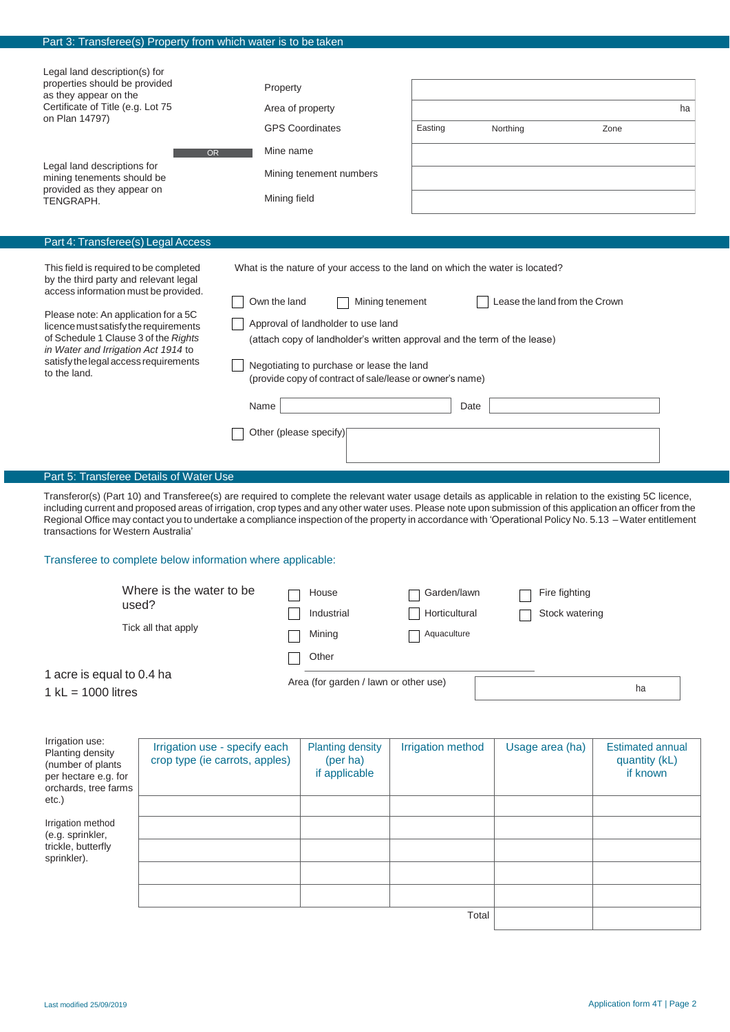## Part 3: Transferee(s) Property from which water is to be taken

Legal land description(s) for properties should be provided as they appear on the Certificate of Title (e.g. Lot 75 on Plan 14797)

| | |
|---|---|
| Property | |
| Area of property | ha |
| GPS Coordinates | Easting Northing Zone |

OR

Legal land descriptions for mining tenements should be provided as they appear on TENGRAPH.

| | |
|---|---|
| Mine name | |
| Mining tenement numbers | |
| Mining field | |

## Part 4: Transferee(s) Legal Access

This field is required to be completed by the third party and relevant legal access information must be provided.

Please note: An application for a 5C licence must satisfy the requirements of Schedule 1 Clause 3 of the *Rights in Water and Irrigation Act 1914* to satisfy the legal access requirements to the land.

What is the nature of your access to the land on which the water is located?

- ☐ Own the land
- ☐ Mining tenement
- ☐ Lease the land from the Crown
- ☐ Approval of landholder to use land  
  (attach copy of landholder's written approval and the term of the lease)
- ☐ Negotiating to purchase or lease the land  
  (provide copy of contract of sale/lease or owner's name)

Name ______________________ Date ______________________

- ☐ Other (please specify) ______________________

## Part 5: Transferee Details of Water Use

Transferor(s) (Part 10) and Transferee(s) are required to complete the relevant water usage details as applicable in relation to the existing 5C licence, including current and proposed areas of irrigation, crop types and any other water uses. Please note upon submission of this application an officer from the Regional Office may contact you to undertake a compliance inspection of the property in accordance with 'Operational Policy No. 5.13 – Water entitlement transactions for Western Australia'

Transferee to complete below information where applicable:

Where is the water to be used?

Tick all that apply

- ☐ House
- ☐ Garden/lawn
- ☐ Fire fighting
- ☐ Industrial
- ☐ Horticultural
- ☐ Stock watering
- ☐ Mining
- ☐ Aquaculture
- ☐ Other

1 acre is equal to 0.4 ha

1 kL = 1000 litres

Area (for garden / lawn or other use) ______________________ ha

Irrigation use: Planting density (number of plants per hectare e.g. for orchards, tree farms etc.)

Irrigation method (e.g. sprinkler, trickle, butterfly sprinkler).

| Irrigation use - specify each crop type (ie carrots, apples) | Planting density (per ha) if applicable | Irrigation method | Usage area (ha) | Estimated annual quantity (kL) if known |
|---|---|---|---|---|
| | | | | |
| | | | | |
| | | | | |
| | | | | |
| | | | | |
| | | Total | | |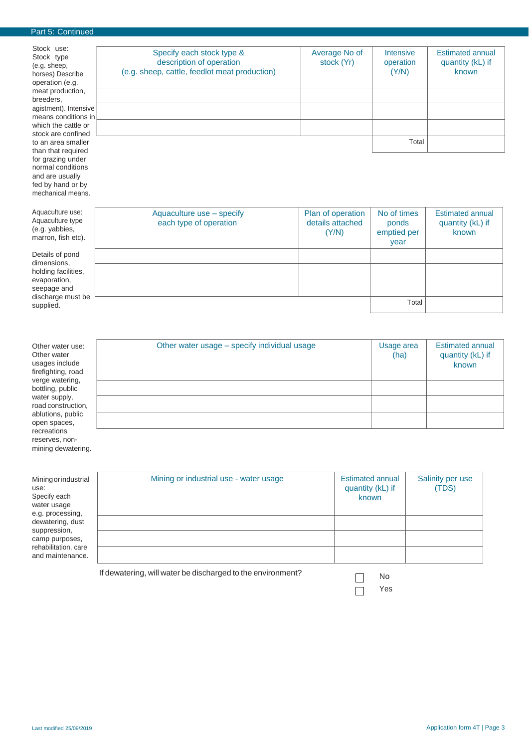## Part 5: Continued

**Stock use:** Stock type (e.g. sheep, horses) Describe operation (e.g. meat production, breeders, agistment). Intensive means conditions in which the cattle or stock are confined to an area smaller than required for grazing under normal conditions and are usually fed by hand or by mechanical means.

| Specify each stock type & description of operation (e.g. sheep, cattle, feedlot meat production) | Average No of stock (Yr) | Intensive operation (Y/N) | Estimated annual quantity (kL) if known |
|---|---|---|---|
| | | | |
| | | | |
| | | | |
| | | Total | |

**Aquaculture use:** Aquaculture type (e.g. yabbies, marron, fish etc).

Details of pond dimensions, holding facilities, evaporation, seepage and discharge must be supplied.

| Aquaculture use – specify each type of operation | Plan of operation details attached (Y/N) | No of times ponds emptied per year | Estimated annual quantity (kL) if known |
|---|---|---|---|
| | | | |
| | | | |
| | | | |
| | | Total | |

**Other water use:** Other water usages include firefighting, road verge watering, bottling, public water supply, road construction, ablutions, public open spaces, recreations reserves, non-mining dewatering.

| Other water usage – specify individual usage | Usage area (ha) | Estimated annual quantity (kL) if known |
|---|---|---|
| | | |
| | | |
| | | |

**Mining or industrial use:** Specify each water usage e.g. processing, dewatering, dust suppression, camp purposes, rehabilitation, care and maintenance.

| Mining or industrial use - water usage | Estimated annual quantity (kL) if known | Salinity per use (TDS) |
|---|---|---|
| | | |
| | | |
| | | |

If dewatering, will water be discharged to the environment?

☐ No

☐ Yes

Last modified 25/09/2019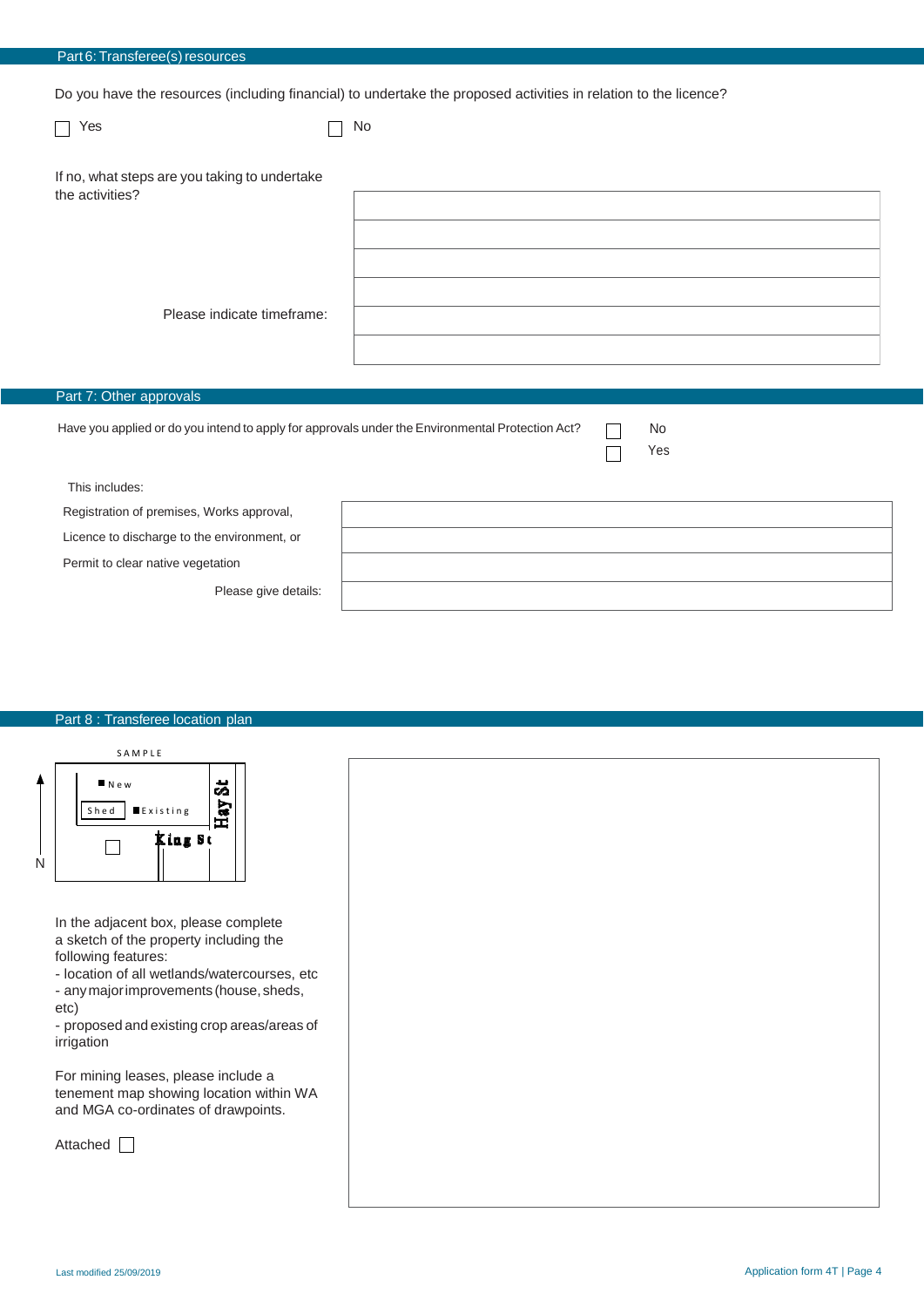## Part 6: Transferee(s) resources

Do you have the resources (including financial) to undertake the proposed activities in relation to the licence?

☐ Yes ☐ No

If no, what steps are you taking to undertake the activities?

Please indicate timeframe:

## Part 7: Other approvals

Have you applied or do you intend to apply for approvals under the Environmental Protection Act? ☐ No ☐ Yes

This includes:

Registration of premises, Works approval,

Licence to discharge to the environment, or

Permit to clear native vegetation

Please give details:

## Part 8 : Transferee location plan

SAMPLE

New

Shed Existing

Hay St

King St

N

In the adjacent box, please complete a sketch of the property including the following features:

- location of all wetlands/watercourses, etc
- any major improvements (house, sheds, etc)
- proposed and existing crop areas/areas of irrigation

For mining leases, please include a tenement map showing location within WA and MGA co-ordinates of drawpoints.

Attached ☐

Last modified 25/09/2019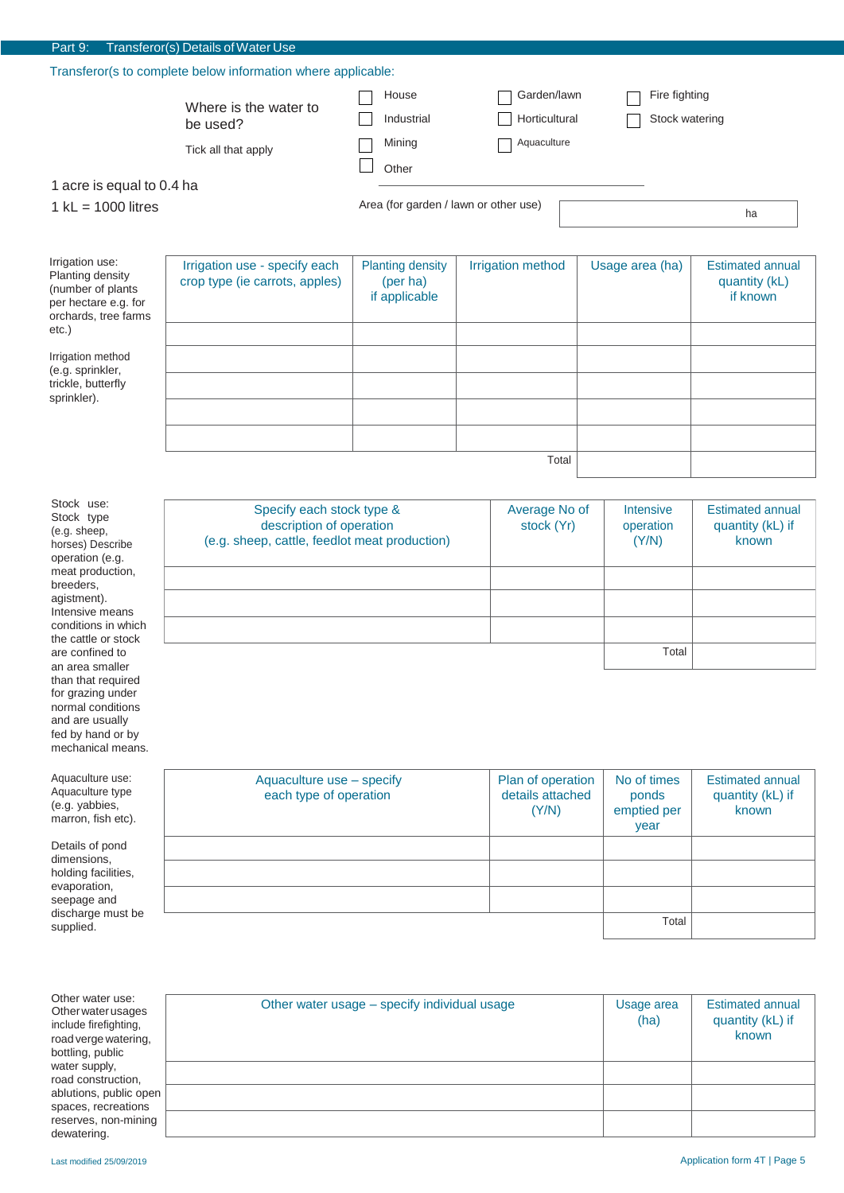## Part 9: Transferor(s) Details of Water Use

Transferor(s to complete below information where applicable:

**Where is the water to be used?**

Tick all that apply

- ☐ House
- ☐ Industrial
- ☐ Mining
- ☐ Other ______________________
- ☐ Garden/lawn
- ☐ Horticultural
- ☐ Aquaculture
- ☐ Fire fighting
- ☐ Stock watering

1 acre is equal to 0.4 ha

1 kL = 1000 litres

Area (for garden / lawn or other use) __________ ha

Irrigation use: Planting density (number of plants per hectare e.g. for orchards, tree farms etc.)

Irrigation method (e.g. sprinkler, trickle, butterfly sprinkler).

| Irrigation use - specify each crop type (ie carrots, apples) | Planting density (per ha) if applicable | Irrigation method | Usage area (ha) | Estimated annual quantity (kL) if known |
|---|---|---|---|---|
| | | | | |
| | | | | |
| | | | | |
| | | | | |
| | | | | |
| | | Total | | |

Stock use: Stock type (e.g. sheep, horses) Describe operation (e.g. meat production, breeders, agistment). Intensive means conditions in which the cattle or stock are confined to an area smaller than that required for grazing under normal conditions and are usually fed by hand or by mechanical means.

| Specify each stock type & description of operation (e.g. sheep, cattle, feedlot meat production) | Average No of stock (Yr) | Intensive operation (Y/N) | Estimated annual quantity (kL) if known |
|---|---|---|---|
| | | | |
| | | | |
| | | | |
| | | Total | |

Aquaculture use: Aquaculture type (e.g. yabbies, marron, fish etc).

Details of pond dimensions, holding facilities, evaporation, seepage and discharge must be supplied.

| Aquaculture use – specify each type of operation | Plan of operation details attached (Y/N) | No of times ponds emptied per year | Estimated annual quantity (kL) if known |
|---|---|---|---|
| | | | |
| | | | |
| | | | |
| | | Total | |

Other water use: Other water usages include firefighting, road verge watering, bottling, public water supply, road construction, ablutions, public open spaces, recreations reserves, non-mining dewatering.

| Other water usage – specify individual usage | Usage area (ha) | Estimated annual quantity (kL) if known |
|---|---|---|
| | | |
| | | |
| | | |

Last modified 25/09/2019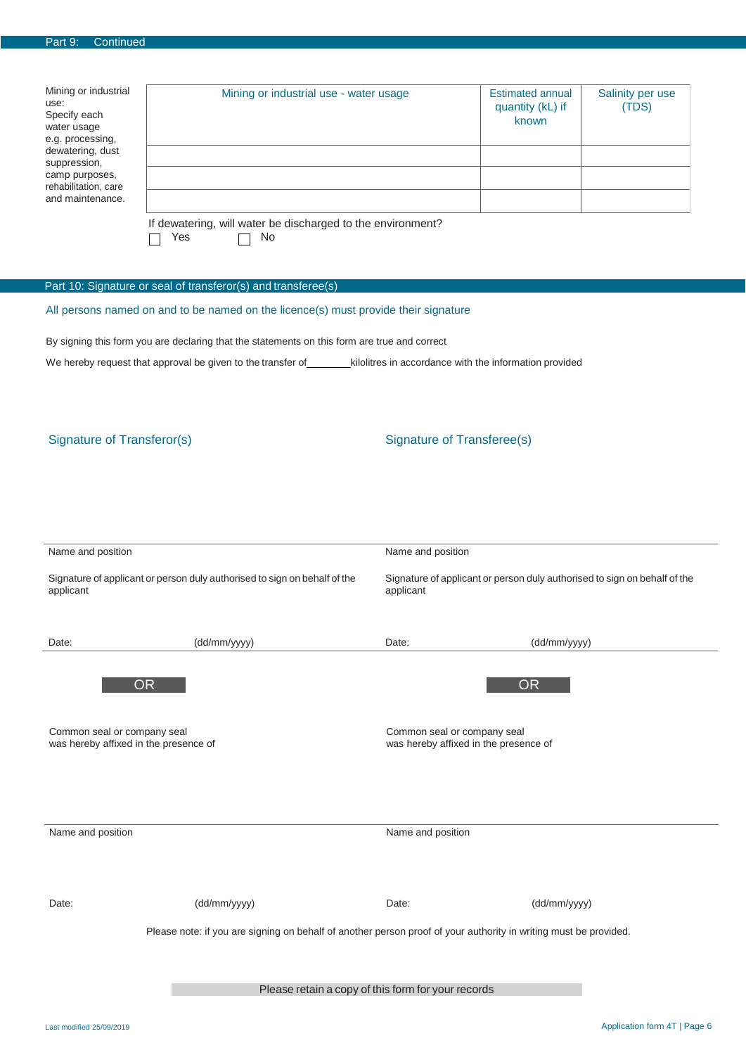## Part 9: Continued

Mining or industrial use:
Specify each water usage e.g. processing, dewatering, dust suppression, camp purposes, rehabilitation, care and maintenance.

| Mining or industrial use - water usage | Estimated annual quantity (kL) if known | Salinity per use (TDS) |
|---|---|---|
| | | |
| | | |
| | | |

If dewatering, will water be discharged to the environment?

☐ Yes ☐ No

## Part 10: Signature or seal of transferor(s) and transferee(s)

All persons named on and to be named on the licence(s) must provide their signature

By signing this form you are declaring that the statements on this form are true and correct

We hereby request that approval be given to the transfer of________kilolitres in accordance with the information provided

### Signature of Transferor(s)

Name and position

Signature of applicant or person duly authorised to sign on behalf of the applicant

Date: (dd/mm/yyyy)

**OR**

Common seal or company seal was hereby affixed in the presence of

Name and position

Date: (dd/mm/yyyy)

### Signature of Transferee(s)

Name and position

Signature of applicant or person duly authorised to sign on behalf of the applicant

Date: (dd/mm/yyyy)

**OR**

Common seal or company seal was hereby affixed in the presence of

Name and position

Date: (dd/mm/yyyy)

Please note: if you are signing on behalf of another person proof of your authority in writing must be provided.

Please retain a copy of this form for your records

Last modified 25/09/2019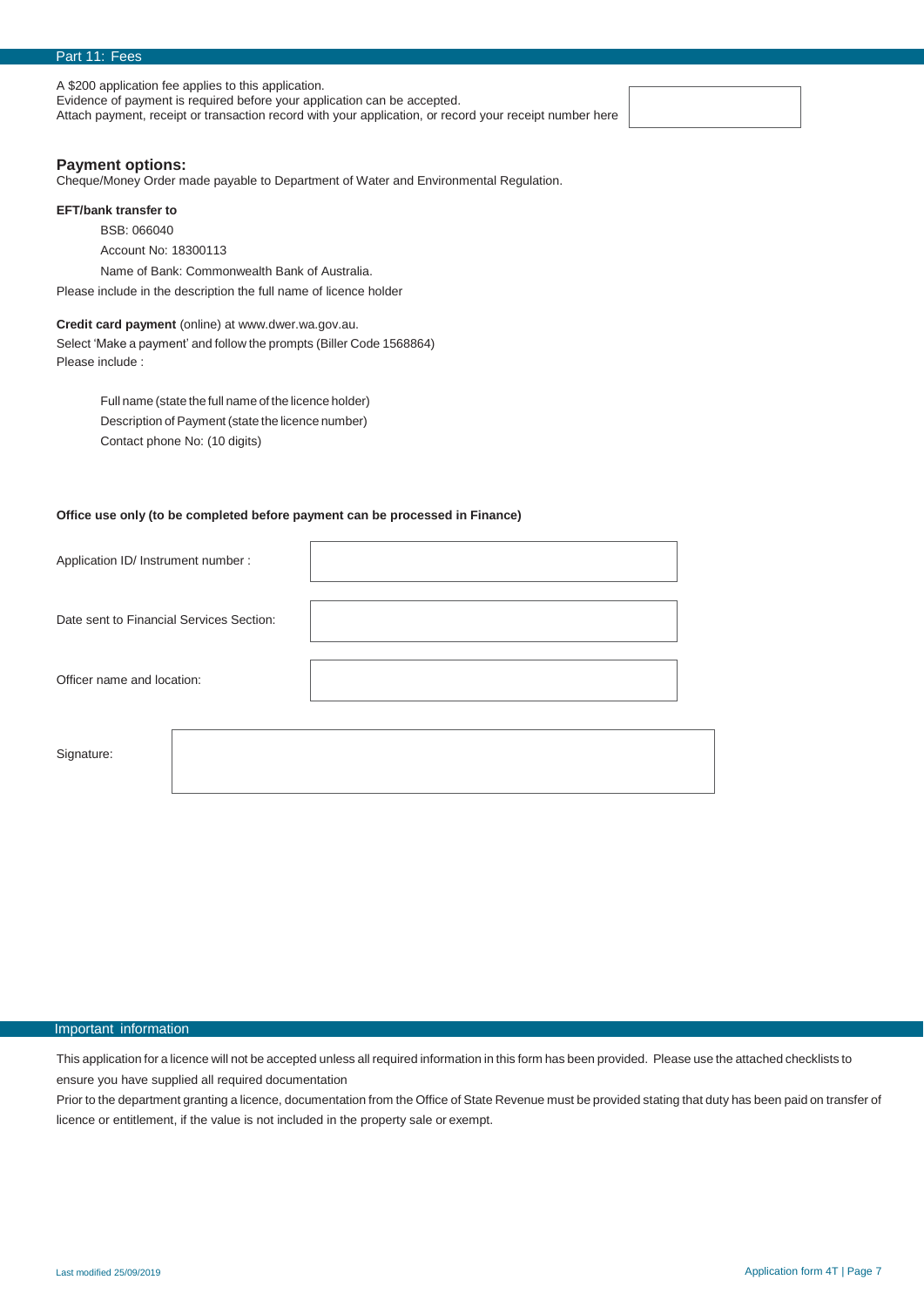## Part 11: Fees

A $200 application fee applies to this application.
Evidence of payment is required before your application can be accepted.
Attach payment, receipt or transaction record with your application, or record your receipt number here

### Payment options:

Cheque/Money Order made payable to Department of Water and Environmental Regulation.

**EFT/bank transfer to**

BSB: 066040

Account No: 18300113

Name of Bank: Commonwealth Bank of Australia.

Please include in the description the full name of licence holder

**Credit card payment** (online) at www.dwer.wa.gov.au.
Select 'Make a payment' and follow the prompts (Biller Code 1568864)
Please include :

Full name (state the full name of the licence holder)
Description of Payment (state the licence number)
Contact phone No: (10 digits)

**Office use only (to be completed before payment can be processed in Finance)**

| | |
|---|---|
| Application ID/ Instrument number : | |
| Date sent to Financial Services Section: | |
| Officer name and location: | |
| Signature: | |

## Important information

This application for a licence will not be accepted unless all required information in this form has been provided. Please use the attached checklists to ensure you have supplied all required documentation

Prior to the department granting a licence, documentation from the Office of State Revenue must be provided stating that duty has been paid on transfer of licence or entitlement, if the value is not included in the property sale or exempt.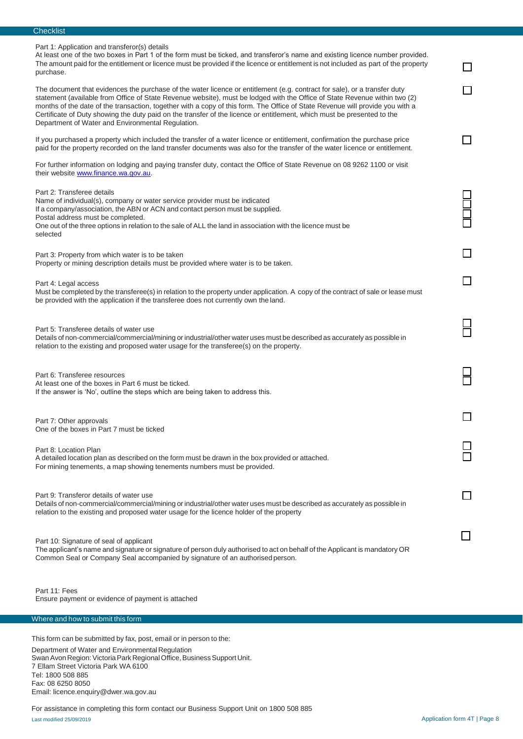## Checklist

Part 1: Application and transferor(s) details
At least one of the two boxes in Part 1 of the form must be ticked, and transferor's name and existing licence number provided. The amount paid for the entitlement or licence must be provided if the licence or entitlement is not included as part of the property purchase. ☐

The document that evidences the purchase of the water licence or entitlement (e.g. contract for sale), or a transfer duty statement (available from Office of State Revenue website), must be lodged with the Office of State Revenue within two (2) months of the date of the transaction, together with a copy of this form. The Office of State Revenue will provide you with a Certificate of Duty showing the duty paid on the transfer of the licence or entitlement, which must be presented to the Department of Water and Environmental Regulation. ☐

If you purchased a property which included the transfer of a water licence or entitlement, confirmation the purchase price paid for the property recorded on the land transfer documents was also for the transfer of the water licence or entitlement. ☐

For further information on lodging and paying transfer duty, contact the Office of State Revenue on 08 9262 1100 or visit their website [www.finance.wa.gov.au](http://www.finance.wa.gov.au).

Part 2: Transferee details
Name of individual(s), company or water service provider must be indicated ☐
If a company/association, the ABN or ACN and contact person must be supplied. ☐
Postal address must be completed. ☐
One out of the three options in relation to the sale of ALL the land in association with the licence must be selected ☐

Part 3: Property from which water is to be taken
Property or mining description details must be provided where water is to be taken. ☐

Part 4: Legal access
Must be completed by the transferee(s) in relation to the property under application. A copy of the contract of sale or lease must be provided with the application if the transferee does not currently own the land. ☐

Part 5: Transferee details of water use
Details of non-commercial/commercial/mining or industrial/other water uses must be described as accurately as possible in relation to the existing and proposed water usage for the transferee(s) on the property. ☐ ☐

Part 6: Transferee resources
At least one of the boxes in Part 6 must be ticked. ☐
If the answer is 'No', outline the steps which are being taken to address this. ☐

Part 7: Other approvals
One of the boxes in Part 7 must be ticked ☐

Part 8: Location Plan
A detailed location plan as described on the form must be drawn in the box provided or attached. ☐
For mining tenements, a map showing tenements numbers must be provided. ☐

Part 9: Transferor details of water use
Details of non-commercial/commercial/mining or industrial/other water uses must be described as accurately as possible in relation to the existing and proposed water usage for the licence holder of the property ☐

Part 10: Signature of seal of applicant
The applicant's name and signature or signature of person duly authorised to act on behalf of the Applicant is mandatory OR Common Seal or Company Seal accompanied by signature of an authorised person. ☐

Part 11: Fees
Ensure payment or evidence of payment is attached

## Where and how to submit this form

This form can be submitted by fax, post, email or in person to the:

Department of Water and Environmental Regulation
Swan Avon Region: Victoria Park Regional Office, Business Support Unit.
7 Ellam Street Victoria Park WA 6100
Tel: 1800 508 885
Fax: 08 6250 8050
Email: licence.enquiry@dwer.wa.gov.au

For assistance in completing this form contact our Business Support Unit on 1800 508 885

Last modified 25/09/2019